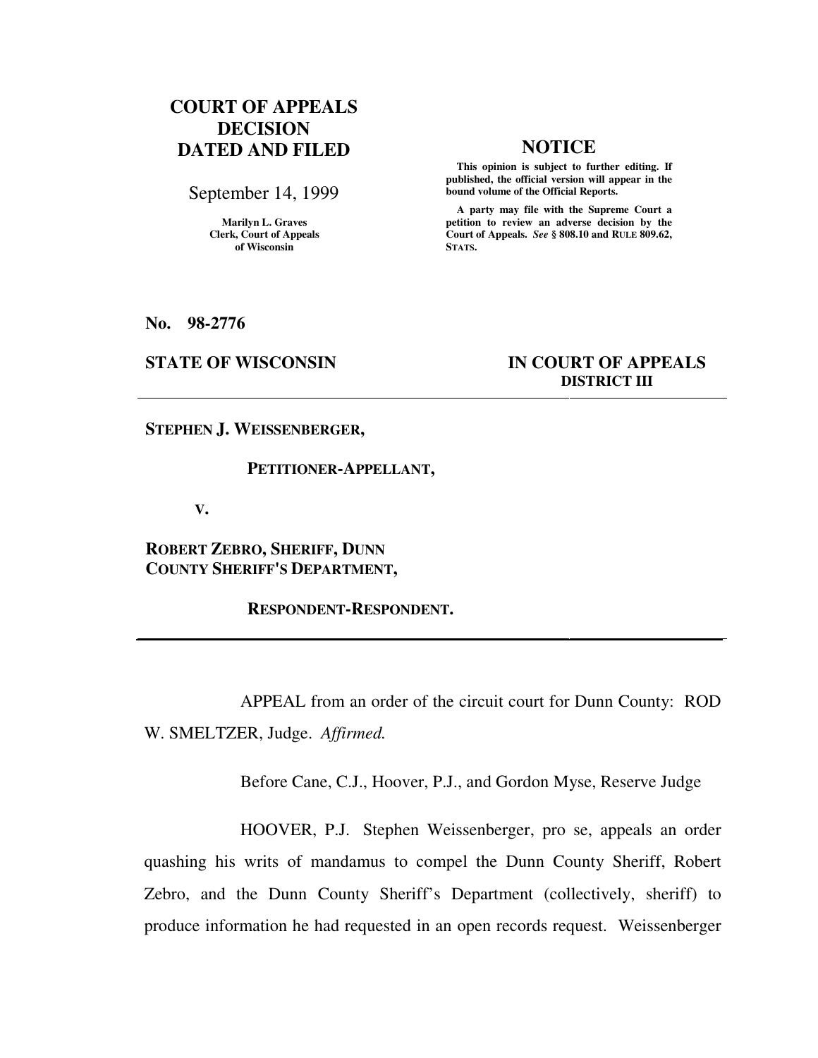**COURT OF APPEALS DECISION DATED AND FILED**

September 14, 1999

Marilyn L. Graves
Clerk, Court of Appeals
of Wisconsin

**NOTICE**

**This opinion is subject to further editing. If published, the official version will appear in the bound volume of the Official Reports.**

**A party may file with the Supreme Court a petition to review an adverse decision by the Court of Appeals. *See* § 808.10 and RULE 809.62, STATS.**

**No. 98-2776**

**STATE OF WISCONSIN** **IN COURT OF APPEALS**
**DISTRICT III**

---

**STEPHEN J. WEISSENBERGER,**

**PETITIONER-APPELLANT,**

**V.**

**ROBERT ZEBRO, SHERIFF, DUNN COUNTY SHERIFF'S DEPARTMENT,**

**RESPONDENT-RESPONDENT.**

---

APPEAL from an order of the circuit court for Dunn County: ROD W. SMELTZER, Judge. *Affirmed.*

Before Cane, C.J., Hoover, P.J., and Gordon Myse, Reserve Judge

HOOVER, P.J. Stephen Weissenberger, pro se, appeals an order quashing his writs of mandamus to compel the Dunn County Sheriff, Robert Zebro, and the Dunn County Sheriff's Department (collectively, sheriff) to produce information he had requested in an open records request. Weissenberger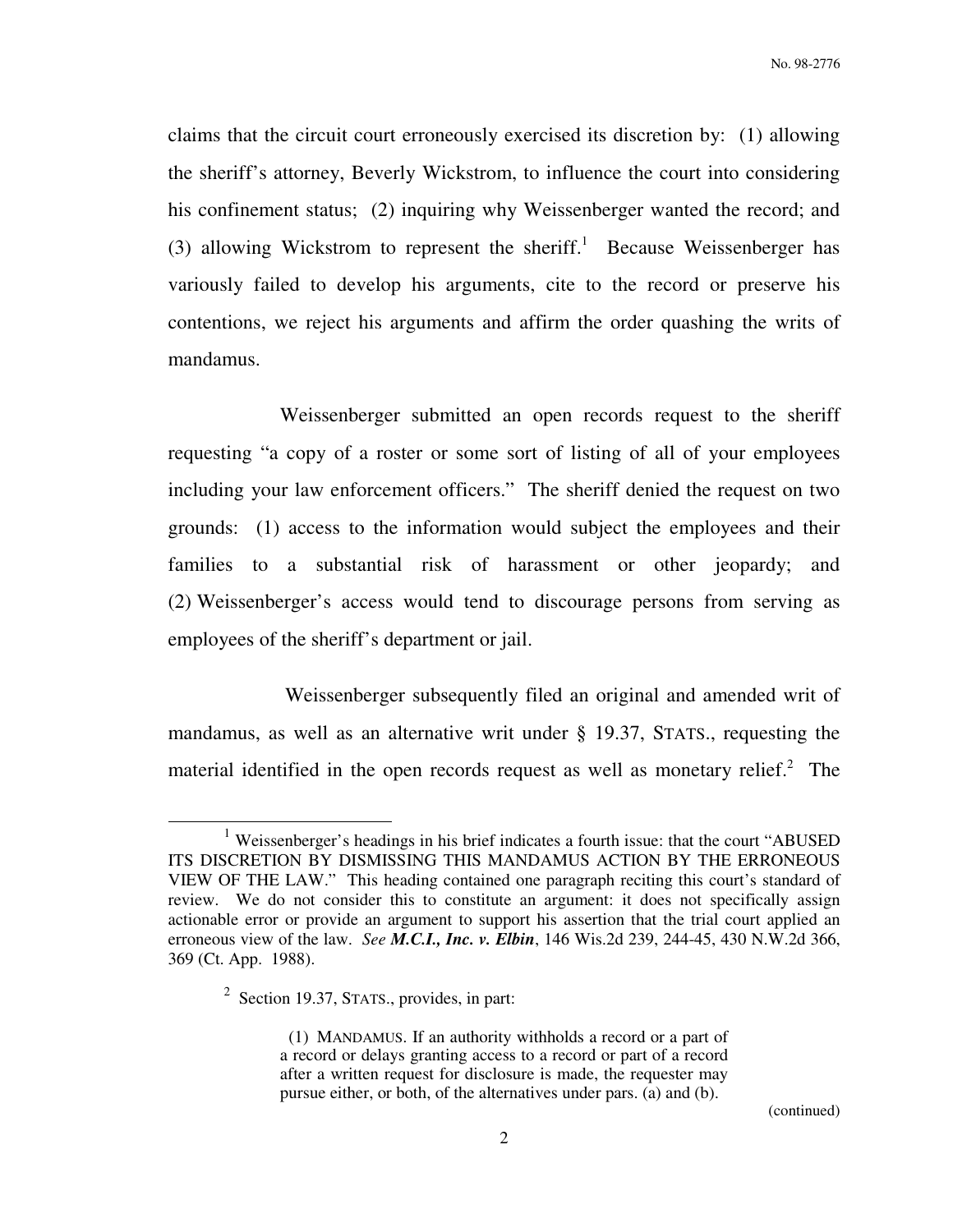claims that the circuit court erroneously exercised its discretion by: (1) allowing the sheriff's attorney, Beverly Wickstrom, to influence the court into considering his confinement status; (2) inquiring why Weissenberger wanted the record; and (3) allowing Wickstrom to represent the sheriff.[1] Because Weissenberger has variously failed to develop his arguments, cite to the record or preserve his contentions, we reject his arguments and affirm the order quashing the writs of mandamus.

Weissenberger submitted an open records request to the sheriff requesting "a copy of a roster or some sort of listing of all of your employees including your law enforcement officers." The sheriff denied the request on two grounds: (1) access to the information would subject the employees and their families to a substantial risk of harassment or other jeopardy; and (2) Weissenberger's access would tend to discourage persons from serving as employees of the sheriff's department or jail.

Weissenberger subsequently filed an original and amended writ of mandamus, as well as an alternative writ under § 19.37, STATS., requesting the material identified in the open records request as well as monetary relief.[2] The

---

[1] Weissenberger's headings in his brief indicates a fourth issue: that the court "ABUSED ITS DISCRETION BY DISMISSING THIS MANDAMUS ACTION BY THE ERRONEOUS VIEW OF THE LAW." This heading contained one paragraph reciting this court's standard of review. We do not consider this to constitute an argument: it does not specifically assign actionable error or provide an argument to support his assertion that the trial court applied an erroneous view of the law. *See* ***M.C.I., Inc. v. Elbin***, 146 Wis.2d 239, 244-45, 430 N.W.2d 366, 369 (Ct. App. 1988).

[2] Section 19.37, STATS., provides, in part:

> (1) MANDAMUS. If an authority withholds a record or a part of a record or delays granting access to a record or part of a record after a written request for disclosure is made, the requester may pursue either, or both, of the alternatives under pars. (a) and (b).

(continued)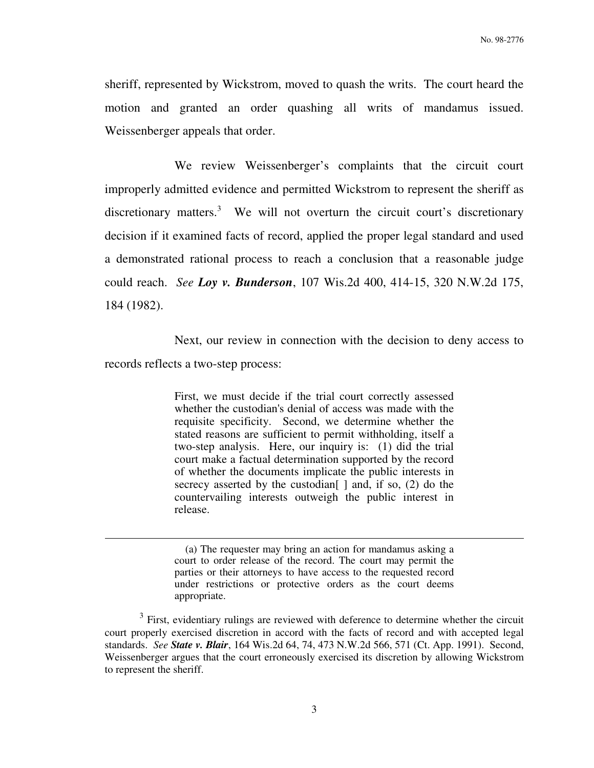sheriff, represented by Wickstrom, moved to quash the writs. The court heard the motion and granted an order quashing all writs of mandamus issued. Weissenberger appeals that order.

We review Weissenberger's complaints that the circuit court improperly admitted evidence and permitted Wickstrom to represent the sheriff as discretionary matters.[3] We will not overturn the circuit court's discretionary decision if it examined facts of record, applied the proper legal standard and used a demonstrated rational process to reach a conclusion that a reasonable judge could reach. *See* ***Loy v. Bunderson***, 107 Wis.2d 400, 414-15, 320 N.W.2d 175, 184 (1982).

Next, our review in connection with the decision to deny access to records reflects a two-step process:

> First, we must decide if the trial court correctly assessed whether the custodian's denial of access was made with the requisite specificity. Second, we determine whether the stated reasons are sufficient to permit withholding, itself a two-step analysis. Here, our inquiry is: (1) did the trial court make a factual determination supported by the record of whether the documents implicate the public interests in secrecy asserted by the custodian[ ] and, if so, (2) do the countervailing interests outweigh the public interest in release.

---

> (a) The requester may bring an action for mandamus asking a court to order release of the record. The court may permit the parties or their attorneys to have access to the requested record under restrictions or protective orders as the court deems appropriate.

[3] First, evidentiary rulings are reviewed with deference to determine whether the circuit court properly exercised discretion in accord with the facts of record and with accepted legal standards. *See* ***State v. Blair***, 164 Wis.2d 64, 74, 473 N.W.2d 566, 571 (Ct. App. 1991). Second, Weissenberger argues that the court erroneously exercised its discretion by allowing Wickstrom to represent the sheriff.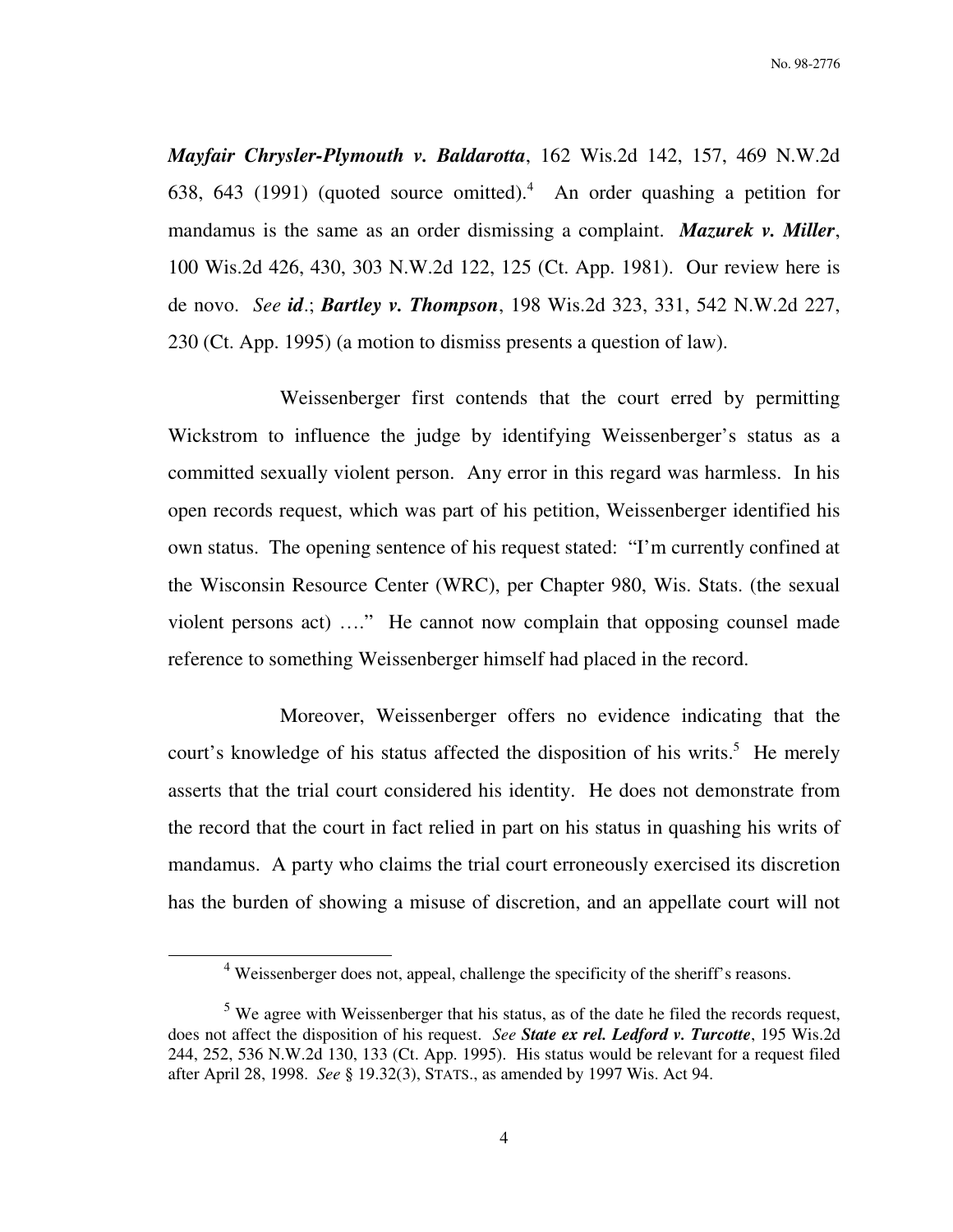***Mayfair Chrysler-Plymouth v. Baldarotta***, 162 Wis.2d 142, 157, 469 N.W.2d 638, 643 (1991) (quoted source omitted).[4] An order quashing a petition for mandamus is the same as an order dismissing a complaint. ***Mazurek v. Miller***, 100 Wis.2d 426, 430, 303 N.W.2d 122, 125 (Ct. App. 1981). Our review here is de novo. *See* ***id***.; ***Bartley v. Thompson***, 198 Wis.2d 323, 331, 542 N.W.2d 227, 230 (Ct. App. 1995) (a motion to dismiss presents a question of law).

Weissenberger first contends that the court erred by permitting Wickstrom to influence the judge by identifying Weissenberger's status as a committed sexually violent person. Any error in this regard was harmless. In his open records request, which was part of his petition, Weissenberger identified his own status. The opening sentence of his request stated: "I'm currently confined at the Wisconsin Resource Center (WRC), per Chapter 980, Wis. Stats. (the sexual violent persons act) …." He cannot now complain that opposing counsel made reference to something Weissenberger himself had placed in the record.

Moreover, Weissenberger offers no evidence indicating that the court's knowledge of his status affected the disposition of his writs.[5] He merely asserts that the trial court considered his identity. He does not demonstrate from the record that the court in fact relied in part on his status in quashing his writs of mandamus. A party who claims the trial court erroneously exercised its discretion has the burden of showing a misuse of discretion, and an appellate court will not

---

[4] Weissenberger does not, appeal, challenge the specificity of the sheriff's reasons.

[5] We agree with Weissenberger that his status, as of the date he filed the records request, does not affect the disposition of his request. *See* ***State ex rel. Ledford v. Turcotte***, 195 Wis.2d 244, 252, 536 N.W.2d 130, 133 (Ct. App. 1995). His status would be relevant for a request filed after April 28, 1998. *See* § 19.32(3), STATS., as amended by 1997 Wis. Act 94.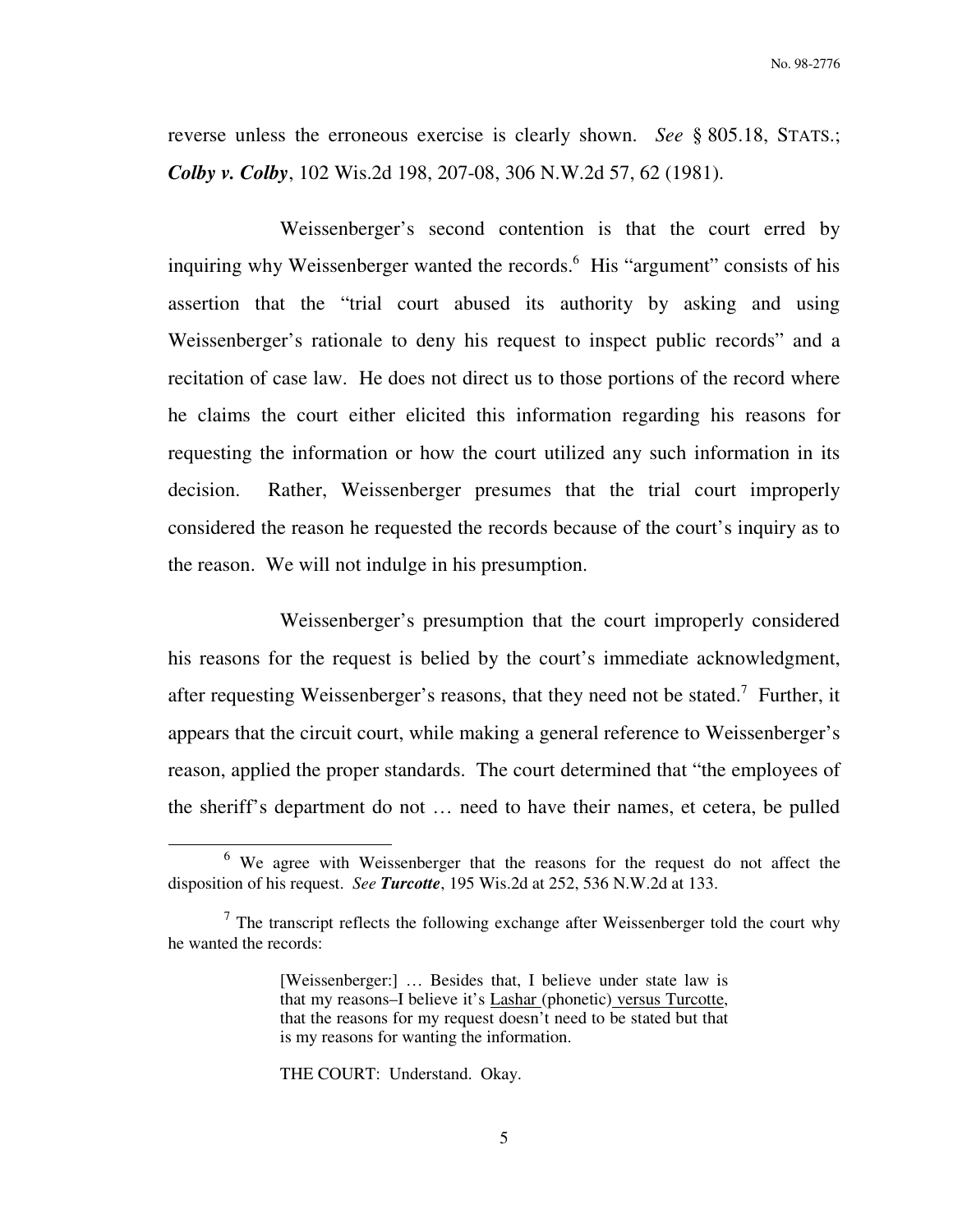reverse unless the erroneous exercise is clearly shown. *See* § 805.18, STATS.; ***Colby v. Colby***, 102 Wis.2d 198, 207-08, 306 N.W.2d 57, 62 (1981).

Weissenberger's second contention is that the court erred by inquiring why Weissenberger wanted the records.[6] His "argument" consists of his assertion that the "trial court abused its authority by asking and using Weissenberger's rationale to deny his request to inspect public records" and a recitation of case law. He does not direct us to those portions of the record where he claims the court either elicited this information regarding his reasons for requesting the information or how the court utilized any such information in its decision. Rather, Weissenberger presumes that the trial court improperly considered the reason he requested the records because of the court's inquiry as to the reason. We will not indulge in his presumption.

Weissenberger's presumption that the court improperly considered his reasons for the request is belied by the court's immediate acknowledgment, after requesting Weissenberger's reasons, that they need not be stated.[7] Further, it appears that the circuit court, while making a general reference to Weissenberger's reason, applied the proper standards. The court determined that "the employees of the sheriff's department do not … need to have their names, et cetera, be pulled

---

[6] We agree with Weissenberger that the reasons for the request do not affect the disposition of his request. *See* ***Turcotte***, 195 Wis.2d at 252, 536 N.W.2d at 133.

[7] The transcript reflects the following exchange after Weissenberger told the court why he wanted the records:

> [Weissenberger:] … Besides that, I believe under state law is that my reasons–I believe it's Lashar (phonetic) versus Turcotte, that the reasons for my request doesn't need to be stated but that is my reasons for wanting the information.
>
> THE COURT: Understand. Okay.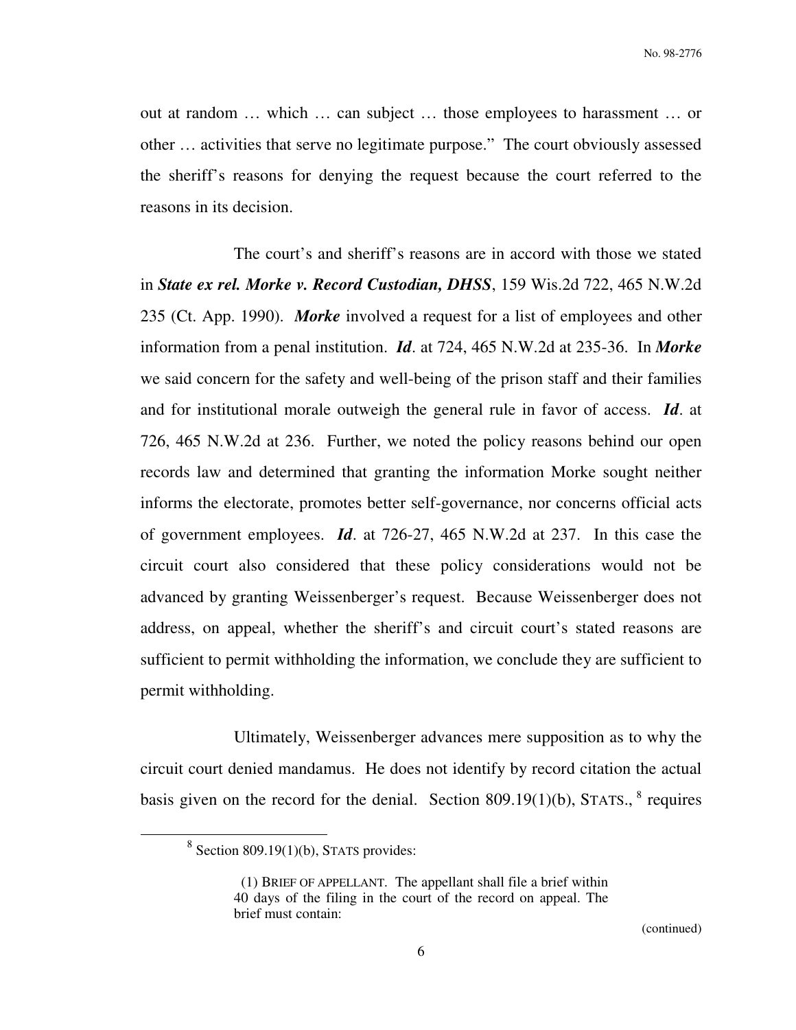out at random … which … can subject … those employees to harassment … or other … activities that serve no legitimate purpose." The court obviously assessed the sheriff's reasons for denying the request because the court referred to the reasons in its decision.

The court's and sheriff's reasons are in accord with those we stated in ***State ex rel. Morke v. Record Custodian, DHSS***, 159 Wis.2d 722, 465 N.W.2d 235 (Ct. App. 1990). ***Morke*** involved a request for a list of employees and other information from a penal institution. ***Id***. at 724, 465 N.W.2d at 235-36. In ***Morke*** we said concern for the safety and well-being of the prison staff and their families and for institutional morale outweigh the general rule in favor of access. ***Id***. at 726, 465 N.W.2d at 236. Further, we noted the policy reasons behind our open records law and determined that granting the information Morke sought neither informs the electorate, promotes better self-governance, nor concerns official acts of government employees. ***Id***. at 726-27, 465 N.W.2d at 237. In this case the circuit court also considered that these policy considerations would not be advanced by granting Weissenberger's request. Because Weissenberger does not address, on appeal, whether the sheriff's and circuit court's stated reasons are sufficient to permit withholding the information, we conclude they are sufficient to permit withholding.

Ultimately, Weissenberger advances mere supposition as to why the circuit court denied mandamus. He does not identify by record citation the actual basis given on the record for the denial. Section 809.19(1)(b), STATS.,[8] requires

---

[8] Section 809.19(1)(b), STATS provides:

> (1) BRIEF OF APPELLANT. The appellant shall file a brief within 40 days of the filing in the court of the record on appeal. The brief must contain:

(continued)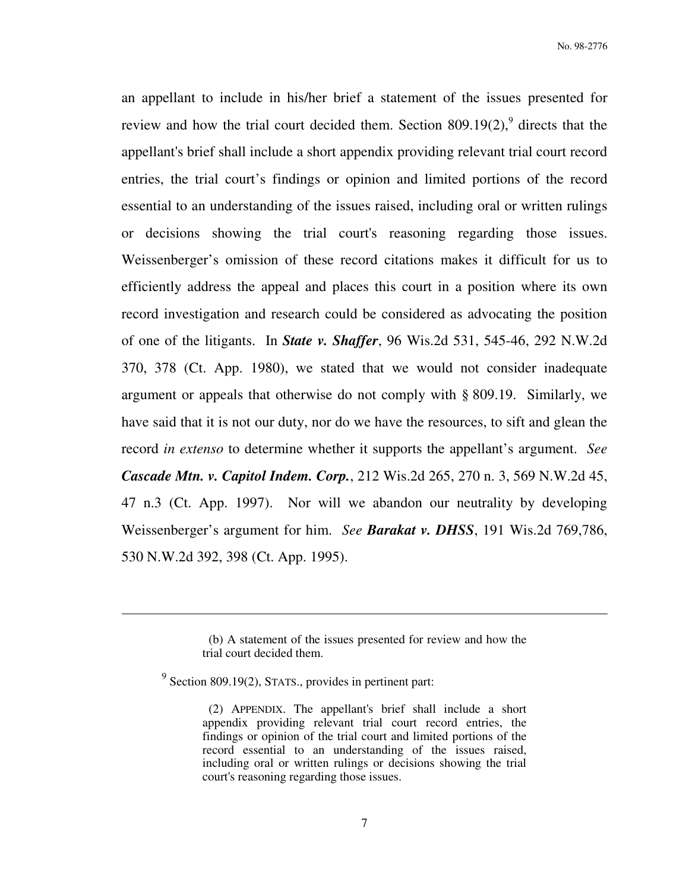an appellant to include in his/her brief a statement of the issues presented for review and how the trial court decided them. Section 809.19(2),[9] directs that the appellant's brief shall include a short appendix providing relevant trial court record entries, the trial court's findings or opinion and limited portions of the record essential to an understanding of the issues raised, including oral or written rulings or decisions showing the trial court's reasoning regarding those issues. Weissenberger's omission of these record citations makes it difficult for us to efficiently address the appeal and places this court in a position where its own record investigation and research could be considered as advocating the position of one of the litigants. In ***State v. Shaffer***, 96 Wis.2d 531, 545-46, 292 N.W.2d 370, 378 (Ct. App. 1980), we stated that we would not consider inadequate argument or appeals that otherwise do not comply with § 809.19. Similarly, we have said that it is not our duty, nor do we have the resources, to sift and glean the record *in extenso* to determine whether it supports the appellant's argument. *See* ***Cascade Mtn. v. Capitol Indem. Corp.***, 212 Wis.2d 265, 270 n. 3, 569 N.W.2d 45, 47 n.3 (Ct. App. 1997). Nor will we abandon our neutrality by developing Weissenberger's argument for him. *See* ***Barakat v. DHSS***, 191 Wis.2d 769,786, 530 N.W.2d 392, 398 (Ct. App. 1995).

---

> (b) A statement of the issues presented for review and how the trial court decided them.

[9] Section 809.19(2), STATS., provides in pertinent part:

> (2) APPENDIX. The appellant's brief shall include a short appendix providing relevant trial court record entries, the findings or opinion of the trial court and limited portions of the record essential to an understanding of the issues raised, including oral or written rulings or decisions showing the trial court's reasoning regarding those issues.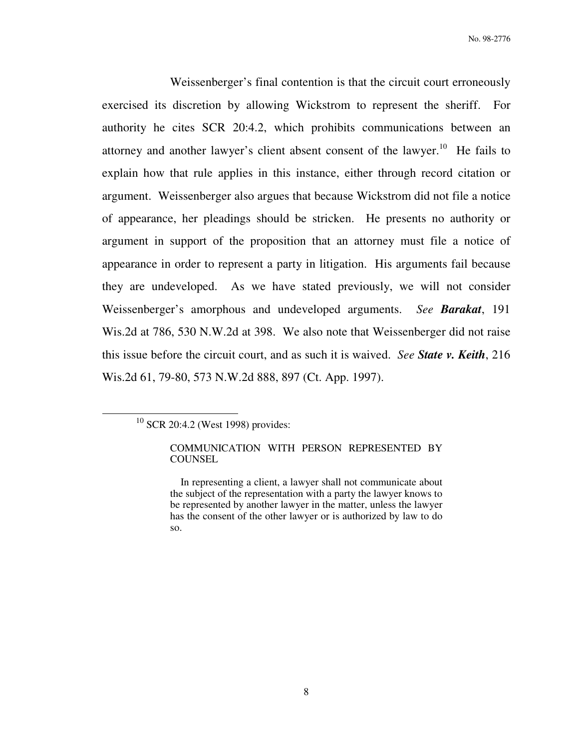Weissenberger's final contention is that the circuit court erroneously exercised its discretion by allowing Wickstrom to represent the sheriff. For authority he cites SCR 20:4.2, which prohibits communications between an attorney and another lawyer's client absent consent of the lawyer.[10] He fails to explain how that rule applies in this instance, either through record citation or argument. Weissenberger also argues that because Wickstrom did not file a notice of appearance, her pleadings should be stricken. He presents no authority or argument in support of the proposition that an attorney must file a notice of appearance in order to represent a party in litigation. His arguments fail because they are undeveloped. As we have stated previously, we will not consider Weissenberger's amorphous and undeveloped arguments. *See* ***Barakat***, 191 Wis.2d at 786, 530 N.W.2d at 398. We also note that Weissenberger did not raise this issue before the circuit court, and as such it is waived. *See* ***State v. Keith***, 216 Wis.2d 61, 79-80, 573 N.W.2d 888, 897 (Ct. App. 1997).

---

[10] SCR 20:4.2 (West 1998) provides:

> COMMUNICATION WITH PERSON REPRESENTED BY COUNSEL
>
> In representing a client, a lawyer shall not communicate about the subject of the representation with a party the lawyer knows to be represented by another lawyer in the matter, unless the lawyer has the consent of the other lawyer or is authorized by law to do so.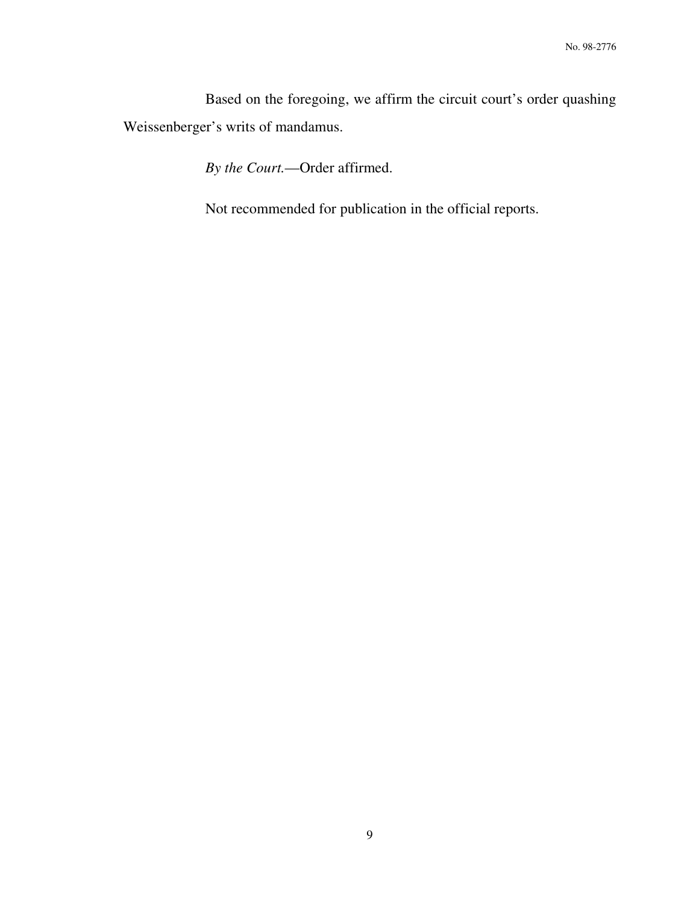Based on the foregoing, we affirm the circuit court's order quashing Weissenberger's writs of mandamus.

*By the Court.*—Order affirmed.

Not recommended for publication in the official reports.